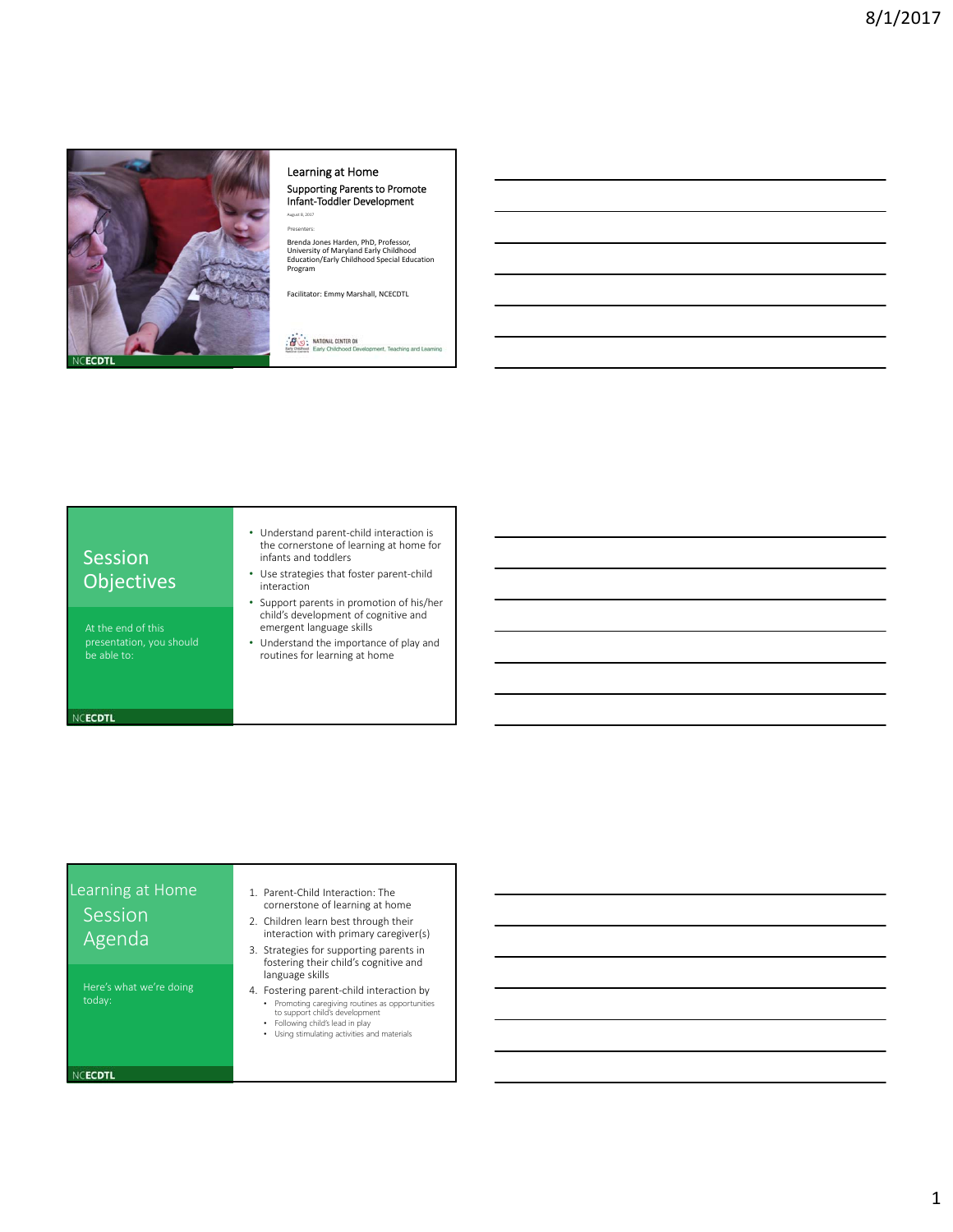## Learning at Home

Supporting Parents to Promote Infant-Toddler Development

August 8, 2017

Presenters:

Brenda Jones Harden, PhD, Professor, University of Maryland Early Childhood Education/Early Childhood Special Education Program

Facilitator: Emmy Marshall, NCECDTL

NATIONAL CENTER ON Early Childhood Development, Teaching and Learning

NCECDTL

## Session Objectives

At the end of this presentation, you should be able to:

- Understand parent-child interaction is the cornerstone of learning at home for infants and toddlers
- Use strategies that foster parent-child interaction
- Support parents in promotion of his/her child's development of cognitive and emergent language skills
- Understand the importance of play and routines for learning at home

NCECDTL

## Learning at Home Session Agenda

Here's what we're doing today:

1. Parent-Child Interaction: The cornerstone of learning at home
2. Children learn best through their interaction with primary caregiver(s)
3. Strategies for supporting parents in fostering their child's cognitive and language skills
4. Fostering parent-child interaction by
   - Promoting caregiving routines as opportunities to support child's development
   - Following child's lead in play
   - Using stimulating activities and materials

NCECDTL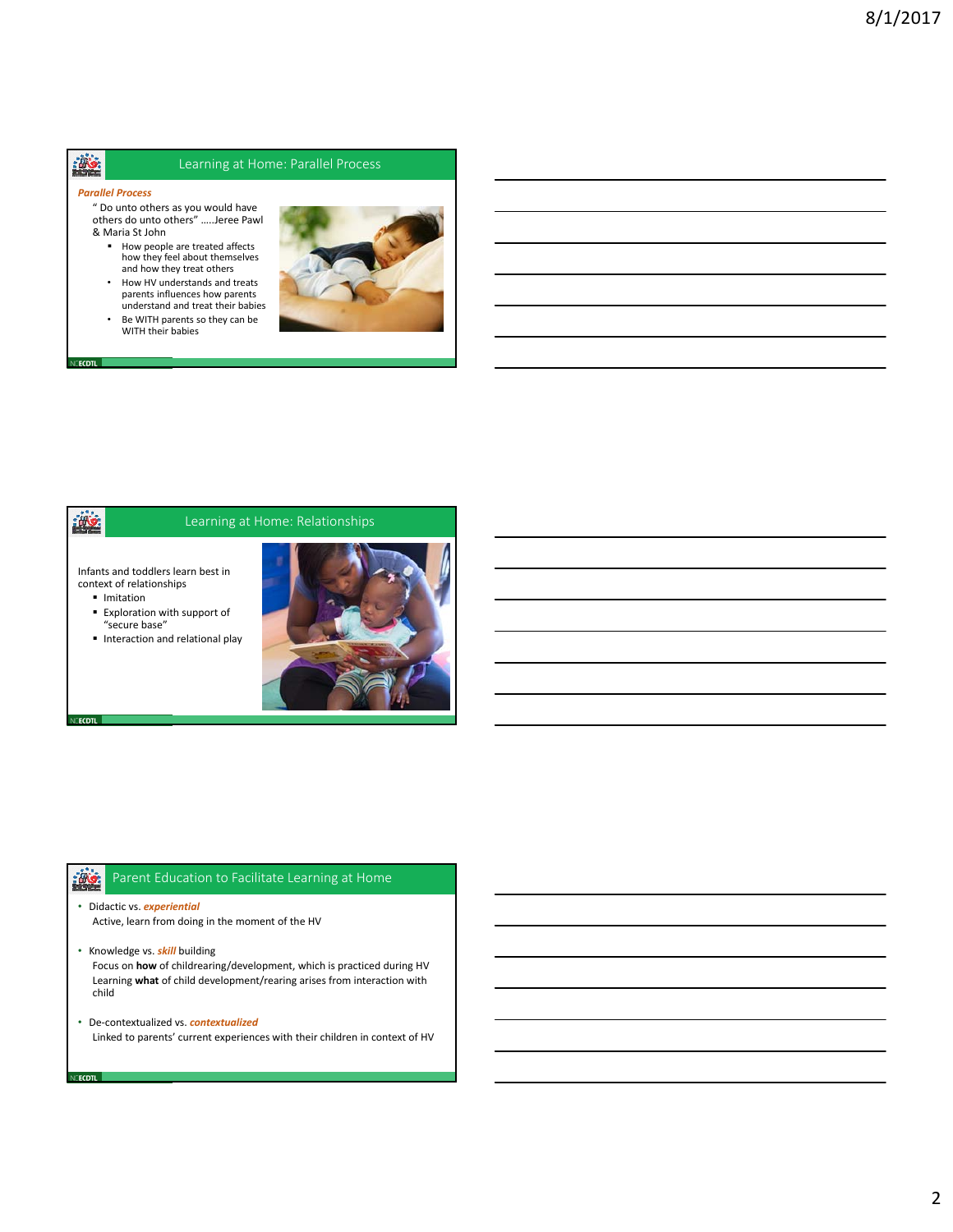## Learning at Home: Parallel Process

***Parallel Process***

" Do unto others as you would have others do unto others" .....Jeree Pawl & Maria St John

- How people are treated affects how they feel about themselves and how they treat others
- How HV understands and treats parents influences how parents understand and treat their babies
- Be WITH parents so they can be WITH their babies

## Learning at Home: Relationships

Infants and toddlers learn best in context of relationships

- Imitation
- Exploration with support of "secure base"
- Interaction and relational play

## Parent Education to Facilitate Learning at Home

- Didactic vs. ***experiential***

  Active, learn from doing in the moment of the HV

- Knowledge vs. ***skill*** building

  Focus on **how** of childrearing/development, which is practiced during HV

  Learning **what** of child development/rearing arises from interaction with child

- De-contextualized vs. ***contextualized***

  Linked to parents' current experiences with their children in context of HV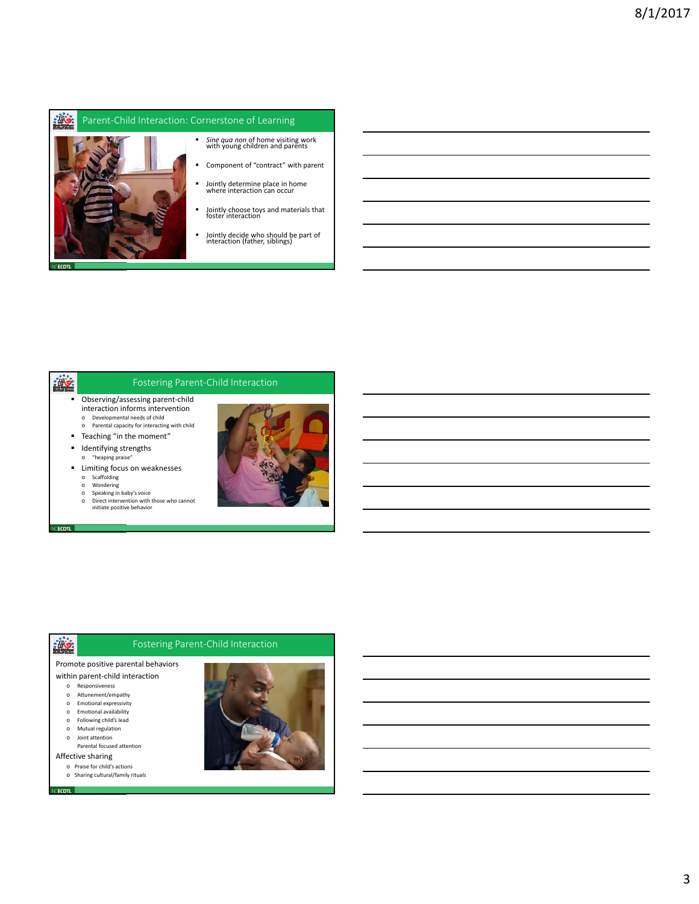## Parent-Child Interaction: Cornerstone of Learning

- *Sine qua non* of home visiting work with young children and parents
- Component of "contract" with parent
- Jointly determine place in home where interaction can occur
- Jointly choose toys and materials that foster interaction
- Jointly decide who should be part of interaction (father, siblings)

## Fostering Parent-Child Interaction

- Observing/assessing parent-child interaction informs intervention
  - Developmental needs of child
  - Parental capacity for interacting with child
- Teaching "in the moment"
- Identifying strengths
  - "heaping praise"
- Limiting focus on weaknesses
  - Scaffolding
  - Wondering
  - Speaking in baby's voice
  - Direct intervention with those who cannot initiate positive behavior

## Fostering Parent-Child Interaction

Promote positive parental behaviors within parent-child interaction

- Responsiveness
- Attunement/empathy
- Emotional expressivity
- Emotional availability
- Following child's lead
- Mutual regulation
- Joint attention
  Parental focused attention

Affective sharing

- Praise for child's actions
- Sharing cultural/family rituals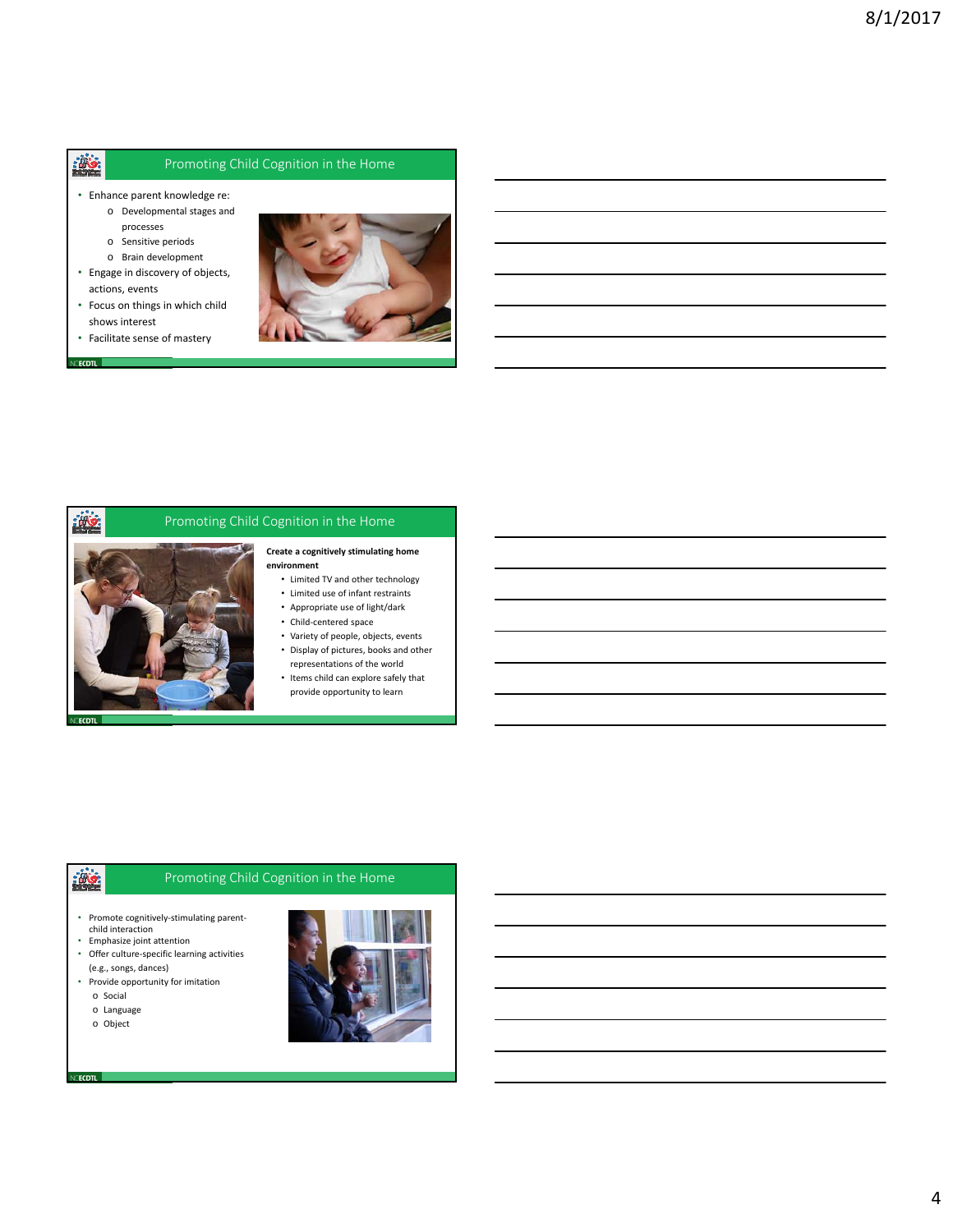## Promoting Child Cognition in the Home

- Enhance parent knowledge re:
  - Developmental stages and processes
  - Sensitive periods
  - Brain development
- Engage in discovery of objects, actions, events
- Focus on things in which child shows interest
- Facilitate sense of mastery

## Promoting Child Cognition in the Home

**Create a cognitively stimulating home environment**

- Limited TV and other technology
- Limited use of infant restraints
- Appropriate use of light/dark
- Child-centered space
- Variety of people, objects, events
- Display of pictures, books and other representations of the world
- Items child can explore safely that provide opportunity to learn

## Promoting Child Cognition in the Home

- Promote cognitively-stimulating parent-child interaction
- Emphasize joint attention
- Offer culture-specific learning activities (e.g., songs, dances)
- Provide opportunity for imitation
  - Social
  - Language
  - Object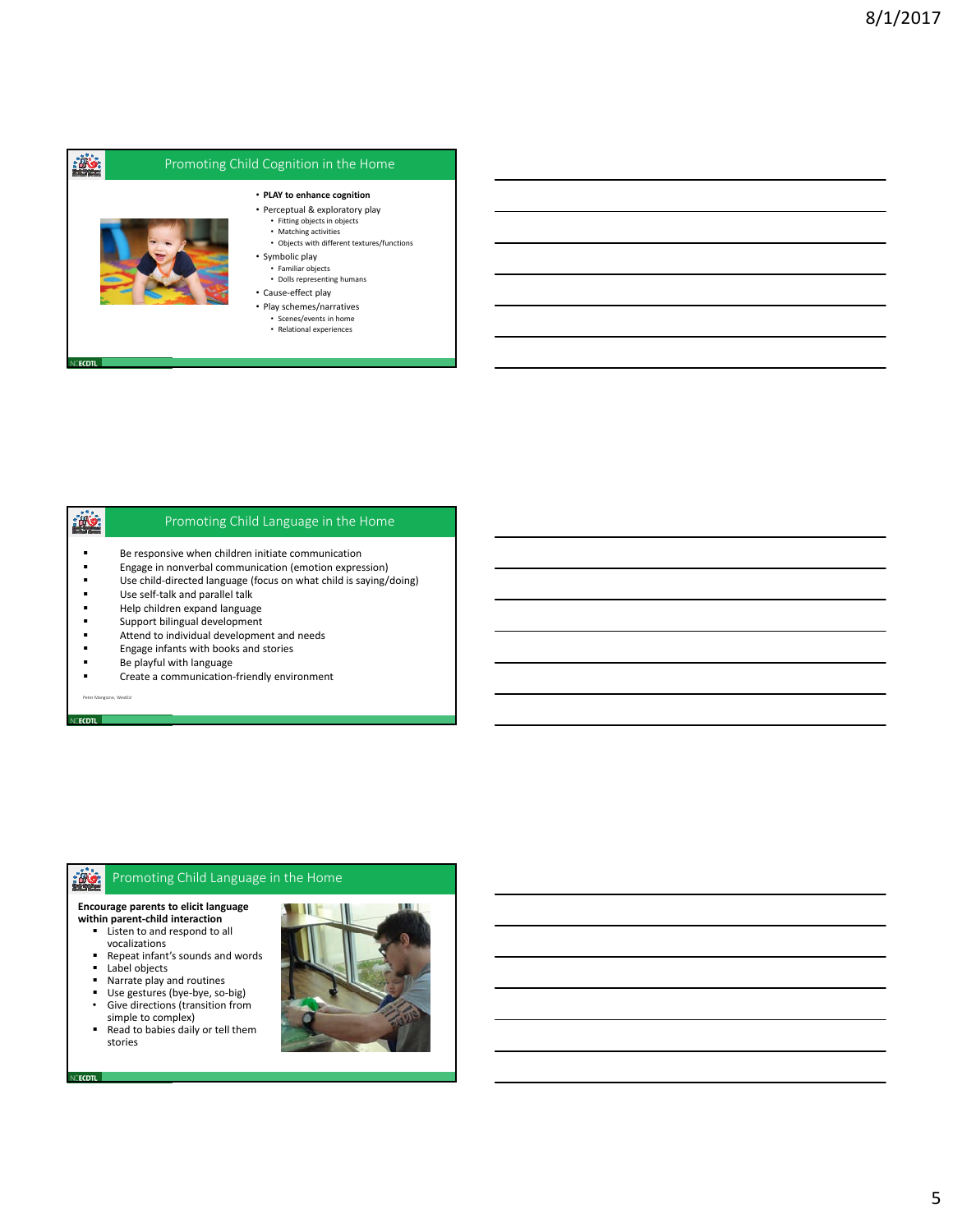## Promoting Child Cognition in the Home

- **PLAY to enhance cognition**
- Perceptual & exploratory play
  - Fitting objects in objects
  - Matching activities
  - Objects with different textures/functions
- Symbolic play
  - Familiar objects
  - Dolls representing humans
- Cause-effect play
- Play schemes/narratives
  - Scenes/events in home
  - Relational experiences

## Promoting Child Language in the Home

- Be responsive when children initiate communication
- Engage in nonverbal communication (emotion expression)
- Use child-directed language (focus on what child is saying/doing)
- Use self-talk and parallel talk
- Help children expand language
- Support bilingual development
- Attend to individual development and needs
- Engage infants with books and stories
- Be playful with language
- Create a communication-friendly environment

Peter Mangione, WestEd

## Promoting Child Language in the Home

**Encourage parents to elicit language within parent-child interaction**

- Listen to and respond to all vocalizations
- Repeat infant's sounds and words
- Label objects
- Narrate play and routines
- Use gestures (bye-bye, so-big)
- Give directions (transition from simple to complex)
- Read to babies daily or tell them stories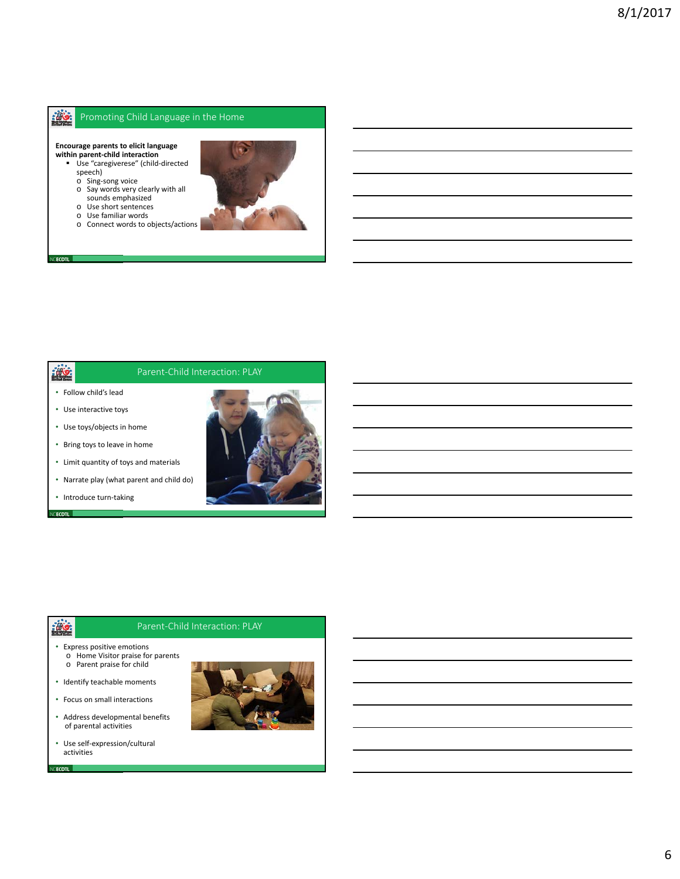## Promoting Child Language in the Home

**Encourage parents to elicit language within parent-child interaction**

- Use "caregiverese" (child-directed speech)
  - Sing-song voice
  - Say words very clearly with all sounds emphasized
  - Use short sentences
  - Use familiar words
  - Connect words to objects/actions

## Parent-Child Interaction: PLAY

- Follow child's lead
- Use interactive toys
- Use toys/objects in home
- Bring toys to leave in home
- Limit quantity of toys and materials
- Narrate play (what parent and child do)
- Introduce turn-taking

## Parent-Child Interaction: PLAY

- Express positive emotions
  - Home Visitor praise for parents
  - Parent praise for child
- Identify teachable moments
- Focus on small interactions
- Address developmental benefits of parental activities
- Use self-expression/cultural activities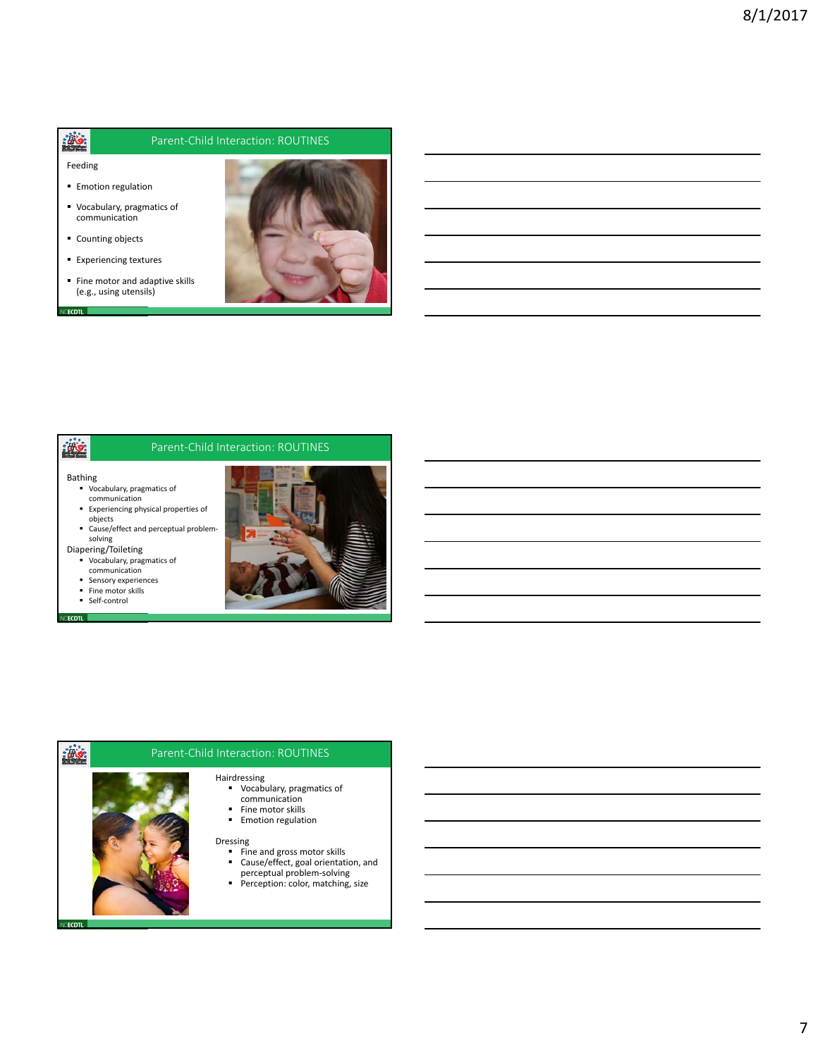## Parent-Child Interaction: ROUTINES

Feeding

- Emotion regulation
- Vocabulary, pragmatics of communication
- Counting objects
- Experiencing textures
- Fine motor and adaptive skills (e.g., using utensils)

## Parent-Child Interaction: ROUTINES

Bathing

- Vocabulary, pragmatics of communication
- Experiencing physical properties of objects
- Cause/effect and perceptual problem-solving

Diapering/Toileting

- Vocabulary, pragmatics of communication
- Sensory experiences
- Fine motor skills
- Self-control

## Parent-Child Interaction: ROUTINES

Hairdressing

- Vocabulary, pragmatics of communication
- Fine motor skills
- Emotion regulation

Dressing

- Fine and gross motor skills
- Cause/effect, goal orientation, and perceptual problem-solving
- Perception: color, matching, size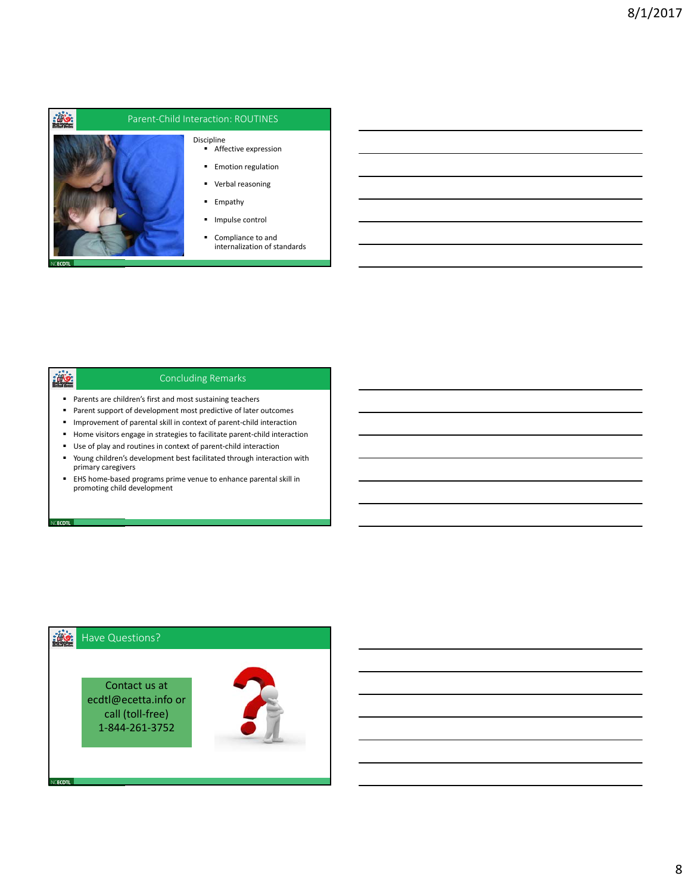## Parent-Child Interaction: ROUTINES

Discipline
- Affective expression
- Emotion regulation
- Verbal reasoning
- Empathy
- Impulse control
- Compliance to and internalization of standards

## Concluding Remarks

- Parents are children's first and most sustaining teachers
- Parent support of development most predictive of later outcomes
- Improvement of parental skill in context of parent-child interaction
- Home visitors engage in strategies to facilitate parent-child interaction
- Use of play and routines in context of parent-child interaction
- Young children's development best facilitated through interaction with primary caregivers
- EHS home-based programs prime venue to enhance parental skill in promoting child development

## Have Questions?

Contact us at ecdtl@ecetta.info or call (toll-free) 1-844-261-3752